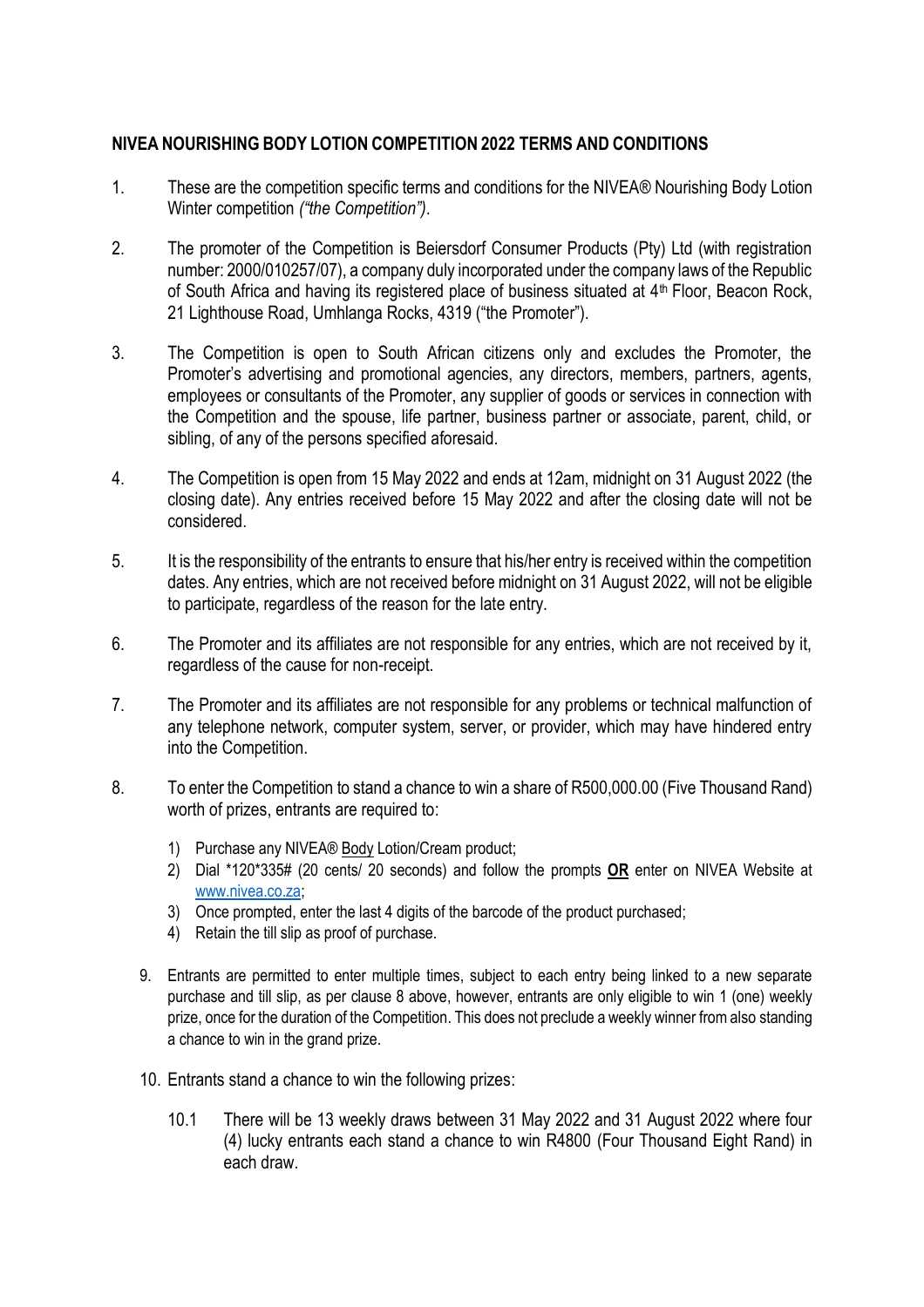**NIVEA NOURISHING BODY LOTION COMPETITION 2022 TERMS AND CONDITIONS**

1. These are the competition specific terms and conditions for the NIVEA® Nourishing Body Lotion Winter competition *("the Competition")*.

2. The promoter of the Competition is Beiersdorf Consumer Products (Pty) Ltd (with registration number: 2000/010257/07), a company duly incorporated under the company laws of the Republic of South Africa and having its registered place of business situated at 4th Floor, Beacon Rock, 21 Lighthouse Road, Umhlanga Rocks, 4319 ("the Promoter").

3. The Competition is open to South African citizens only and excludes the Promoter, the Promoter's advertising and promotional agencies, any directors, members, partners, agents, employees or consultants of the Promoter, any supplier of goods or services in connection with the Competition and the spouse, life partner, business partner or associate, parent, child, or sibling, of any of the persons specified aforesaid.

4. The Competition is open from 15 May 2022 and ends at 12am, midnight on 31 August 2022 (the closing date). Any entries received before 15 May 2022 and after the closing date will not be considered.

5. It is the responsibility of the entrants to ensure that his/her entry is received within the competition dates. Any entries, which are not received before midnight on 31 August 2022, will not be eligible to participate, regardless of the reason for the late entry.

6. The Promoter and its affiliates are not responsible for any entries, which are not received by it, regardless of the cause for non-receipt.

7. The Promoter and its affiliates are not responsible for any problems or technical malfunction of any telephone network, computer system, server, or provider, which may have hindered entry into the Competition.

8. To enter the Competition to stand a chance to win a share of R500,000.00 (Five Thousand Rand) worth of prizes, entrants are required to:
   1) Purchase any NIVEA® Body Lotion/Cream product;
   2) Dial *120*335# (20 cents/ 20 seconds) and follow the prompts **OR** enter on NIVEA Website at www.nivea.co.za;
   3) Once prompted, enter the last 4 digits of the barcode of the product purchased;
   4) Retain the till slip as proof of purchase.

9. Entrants are permitted to enter multiple times, subject to each entry being linked to a new separate purchase and till slip, as per clause 8 above, however, entrants are only eligible to win 1 (one) weekly prize, once for the duration of the Competition. This does not preclude a weekly winner from also standing a chance to win in the grand prize.

10. Entrants stand a chance to win the following prizes:

    10.1 There will be 13 weekly draws between 31 May 2022 and 31 August 2022 where four (4) lucky entrants each stand a chance to win R4800 (Four Thousand Eight Rand) in each draw.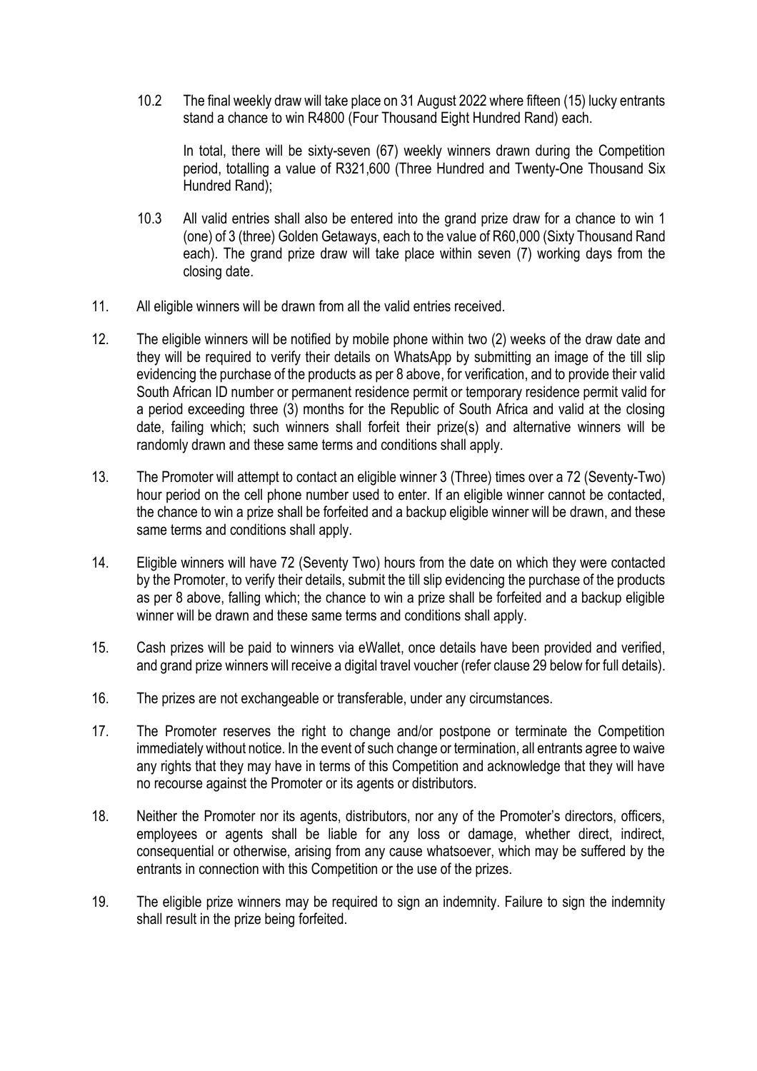10.2 The final weekly draw will take place on 31 August 2022 where fifteen (15) lucky entrants stand a chance to win R4800 (Four Thousand Eight Hundred Rand) each.

In total, there will be sixty-seven (67) weekly winners drawn during the Competition period, totalling a value of R321,600 (Three Hundred and Twenty-One Thousand Six Hundred Rand);

10.3 All valid entries shall also be entered into the grand prize draw for a chance to win 1 (one) of 3 (three) Golden Getaways, each to the value of R60,000 (Sixty Thousand Rand each). The grand prize draw will take place within seven (7) working days from the closing date.

11. All eligible winners will be drawn from all the valid entries received.

12. The eligible winners will be notified by mobile phone within two (2) weeks of the draw date and they will be required to verify their details on WhatsApp by submitting an image of the till slip evidencing the purchase of the products as per 8 above, for verification, and to provide their valid South African ID number or permanent residence permit or temporary residence permit valid for a period exceeding three (3) months for the Republic of South Africa and valid at the closing date, failing which; such winners shall forfeit their prize(s) and alternative winners will be randomly drawn and these same terms and conditions shall apply.

13. The Promoter will attempt to contact an eligible winner 3 (Three) times over a 72 (Seventy-Two) hour period on the cell phone number used to enter. If an eligible winner cannot be contacted, the chance to win a prize shall be forfeited and a backup eligible winner will be drawn, and these same terms and conditions shall apply.

14. Eligible winners will have 72 (Seventy Two) hours from the date on which they were contacted by the Promoter, to verify their details, submit the till slip evidencing the purchase of the products as per 8 above, falling which; the chance to win a prize shall be forfeited and a backup eligible winner will be drawn and these same terms and conditions shall apply.

15. Cash prizes will be paid to winners via eWallet, once details have been provided and verified, and grand prize winners will receive a digital travel voucher (refer clause 29 below for full details).

16. The prizes are not exchangeable or transferable, under any circumstances.

17. The Promoter reserves the right to change and/or postpone or terminate the Competition immediately without notice. In the event of such change or termination, all entrants agree to waive any rights that they may have in terms of this Competition and acknowledge that they will have no recourse against the Promoter or its agents or distributors.

18. Neither the Promoter nor its agents, distributors, nor any of the Promoter's directors, officers, employees or agents shall be liable for any loss or damage, whether direct, indirect, consequential or otherwise, arising from any cause whatsoever, which may be suffered by the entrants in connection with this Competition or the use of the prizes.

19. The eligible prize winners may be required to sign an indemnity. Failure to sign the indemnity shall result in the prize being forfeited.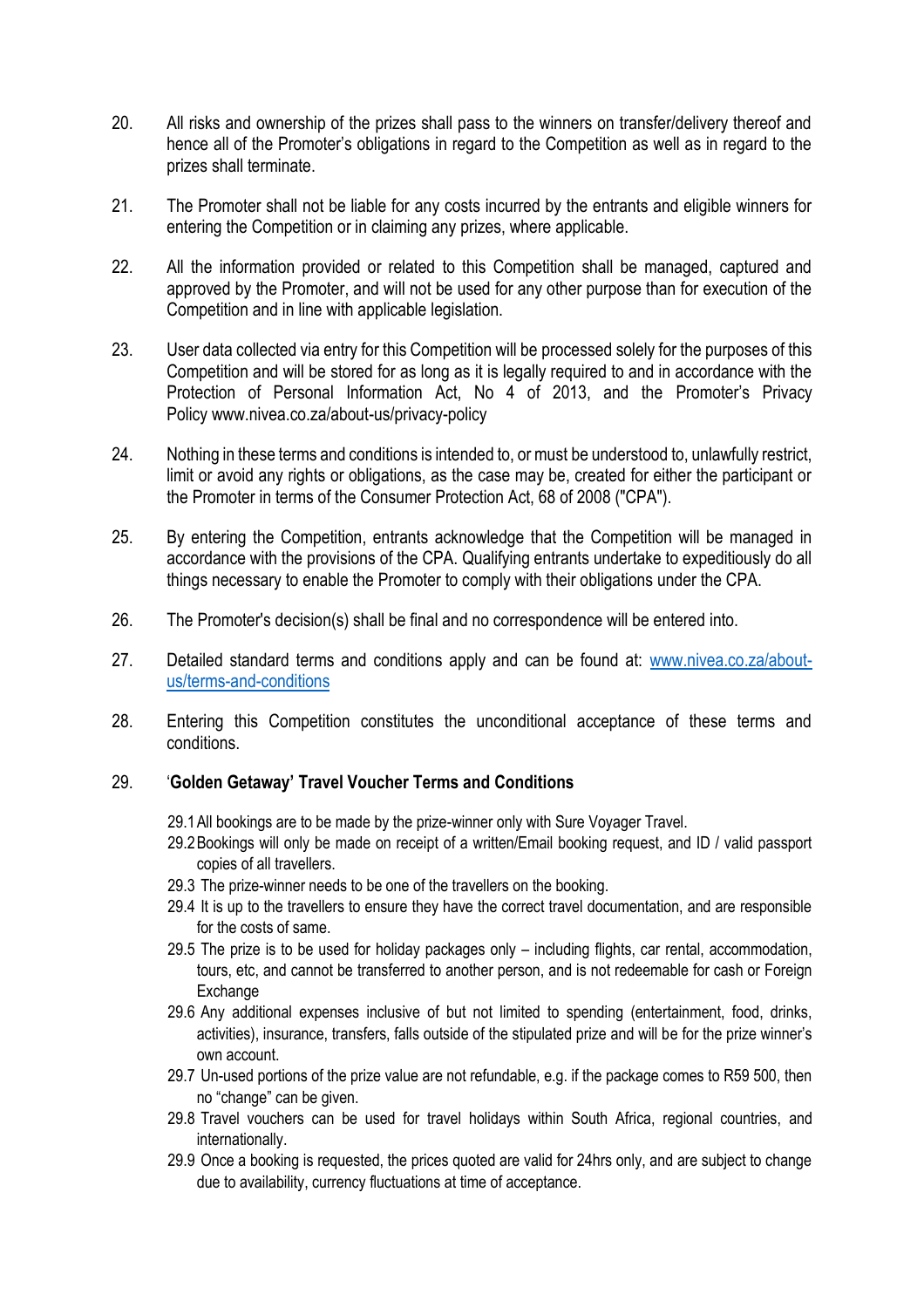20. All risks and ownership of the prizes shall pass to the winners on transfer/delivery thereof and hence all of the Promoter's obligations in regard to the Competition as well as in regard to the prizes shall terminate.

21. The Promoter shall not be liable for any costs incurred by the entrants and eligible winners for entering the Competition or in claiming any prizes, where applicable.

22. All the information provided or related to this Competition shall be managed, captured and approved by the Promoter, and will not be used for any other purpose than for execution of the Competition and in line with applicable legislation.

23. User data collected via entry for this Competition will be processed solely for the purposes of this Competition and will be stored for as long as it is legally required to and in accordance with the Protection of Personal Information Act, No 4 of 2013, and the Promoter's Privacy Policy www.nivea.co.za/about-us/privacy-policy

24. Nothing in these terms and conditions is intended to, or must be understood to, unlawfully restrict, limit or avoid any rights or obligations, as the case may be, created for either the participant or the Promoter in terms of the Consumer Protection Act, 68 of 2008 ("CPA").

25. By entering the Competition, entrants acknowledge that the Competition will be managed in accordance with the provisions of the CPA. Qualifying entrants undertake to expeditiously do all things necessary to enable the Promoter to comply with their obligations under the CPA.

26. The Promoter's decision(s) shall be final and no correspondence will be entered into.

27. Detailed standard terms and conditions apply and can be found at: [www.nivea.co.za/about-us/terms-and-conditions](www.nivea.co.za/about-us/terms-and-conditions)

28. Entering this Competition constitutes the unconditional acceptance of these terms and conditions.

29. '**Golden Getaway' Travel Voucher Terms and Conditions**

    29.1 All bookings are to be made by the prize-winner only with Sure Voyager Travel.
    29.2 Bookings will only be made on receipt of a written/Email booking request, and ID / valid passport copies of all travellers.
    29.3 The prize-winner needs to be one of the travellers on the booking.
    29.4 It is up to the travellers to ensure they have the correct travel documentation, and are responsible for the costs of same.
    29.5 The prize is to be used for holiday packages only – including flights, car rental, accommodation, tours, etc, and cannot be transferred to another person, and is not redeemable for cash or Foreign Exchange
    29.6 Any additional expenses inclusive of but not limited to spending (entertainment, food, drinks, activities), insurance, transfers, falls outside of the stipulated prize and will be for the prize winner's own account.
    29.7 Un-used portions of the prize value are not refundable, e.g. if the package comes to R59 500, then no "change" can be given.
    29.8 Travel vouchers can be used for travel holidays within South Africa, regional countries, and internationally.
    29.9 Once a booking is requested, the prices quoted are valid for 24hrs only, and are subject to change due to availability, currency fluctuations at time of acceptance.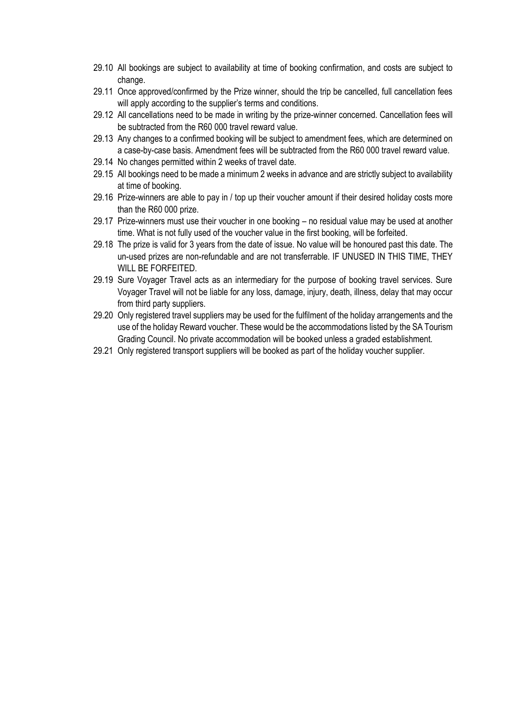29.10 All bookings are subject to availability at time of booking confirmation, and costs are subject to change.

29.11 Once approved/confirmed by the Prize winner, should the trip be cancelled, full cancellation fees will apply according to the supplier's terms and conditions.

29.12 All cancellations need to be made in writing by the prize-winner concerned. Cancellation fees will be subtracted from the R60 000 travel reward value.

29.13 Any changes to a confirmed booking will be subject to amendment fees, which are determined on a case-by-case basis. Amendment fees will be subtracted from the R60 000 travel reward value.

29.14 No changes permitted within 2 weeks of travel date.

29.15 All bookings need to be made a minimum 2 weeks in advance and are strictly subject to availability at time of booking.

29.16 Prize-winners are able to pay in / top up their voucher amount if their desired holiday costs more than the R60 000 prize.

29.17 Prize-winners must use their voucher in one booking – no residual value may be used at another time. What is not fully used of the voucher value in the first booking, will be forfeited.

29.18 The prize is valid for 3 years from the date of issue. No value will be honoured past this date. The un-used prizes are non-refundable and are not transferrable. IF UNUSED IN THIS TIME, THEY WILL BE FORFEITED.

29.19 Sure Voyager Travel acts as an intermediary for the purpose of booking travel services. Sure Voyager Travel will not be liable for any loss, damage, injury, death, illness, delay that may occur from third party suppliers.

29.20 Only registered travel suppliers may be used for the fulfilment of the holiday arrangements and the use of the holiday Reward voucher. These would be the accommodations listed by the SA Tourism Grading Council. No private accommodation will be booked unless a graded establishment.

29.21 Only registered transport suppliers will be booked as part of the holiday voucher supplier.